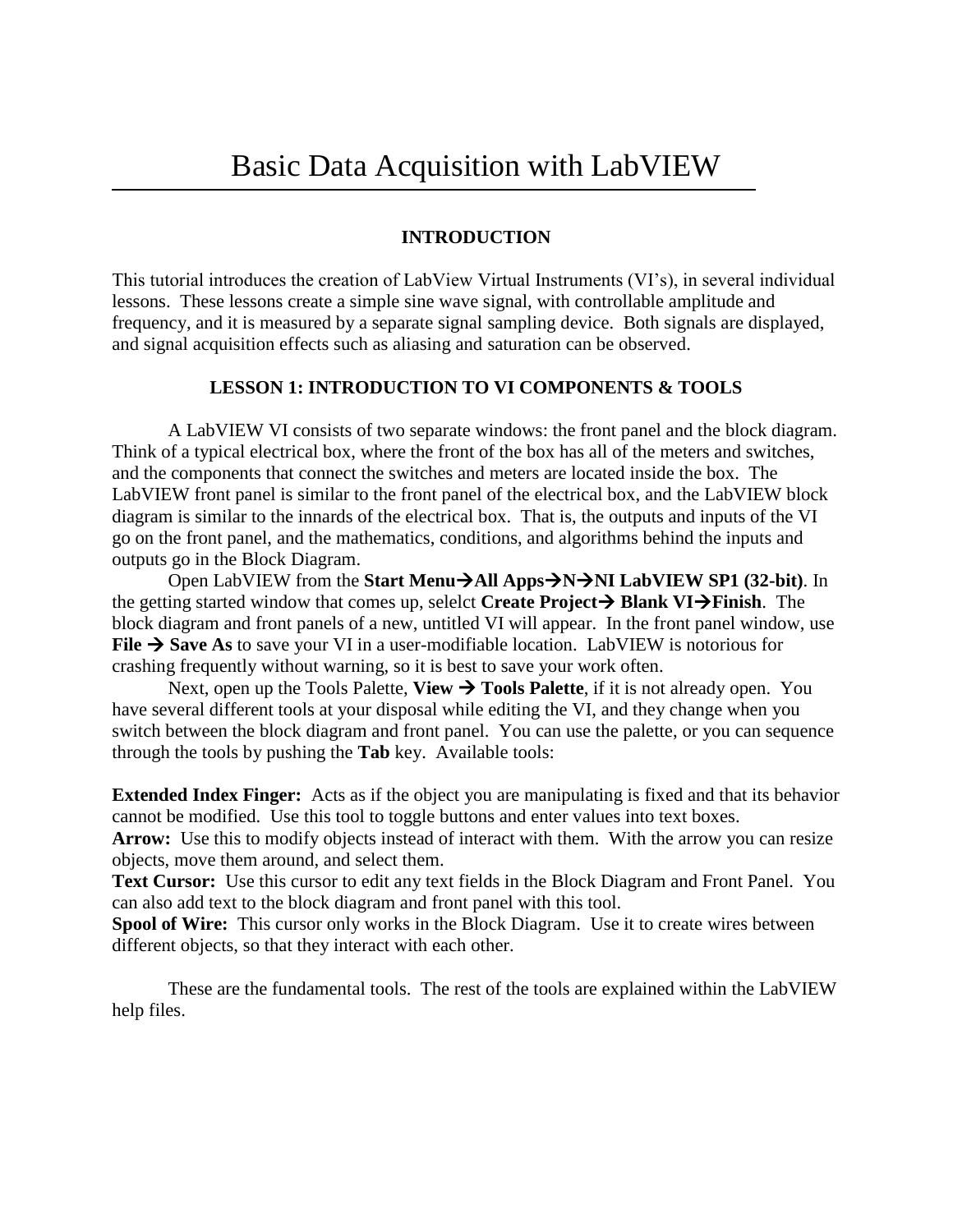# Basic Data Acquisition with LabVIEW

## INTRODUCTION

This tutorial introduces the creation of LabView Virtual Instruments (VI's), in several individual lessons. These lessons create a simple sine wave signal, with controllable amplitude and frequency, and it is measured by a separate signal sampling device. Both signals are displayed, and signal acquisition effects such as aliasing and saturation can be observed.

## LESSON 1: INTRODUCTION TO VI COMPONENTS & TOOLS

A LabVIEW VI consists of two separate windows: the front panel and the block diagram. Think of a typical electrical box, where the front of the box has all of the meters and switches, and the components that connect the switches and meters are located inside the box. The LabVIEW front panel is similar to the front panel of the electrical box, and the LabVIEW block diagram is similar to the innards of the electrical box. That is, the outputs and inputs of the VI go on the front panel, and the mathematics, conditions, and algorithms behind the inputs and outputs go in the Block Diagram.

Open LabVIEW from the **Start Menu→All Apps→N→NI LabVIEW SP1 (32-bit)**. In the getting started window that comes up, selelct **Create Project→ Blank VI→Finish**. The block diagram and front panels of a new, untitled VI will appear. In the front panel window, use **File → Save As** to save your VI in a user-modifiable location. LabVIEW is notorious for crashing frequently without warning, so it is best to save your work often.

Next, open up the Tools Palette, **View → Tools Palette**, if it is not already open. You have several different tools at your disposal while editing the VI, and they change when you switch between the block diagram and front panel. You can use the palette, or you can sequence through the tools by pushing the **Tab** key. Available tools:

**Extended Index Finger:** Acts as if the object you are manipulating is fixed and that its behavior cannot be modified. Use this tool to toggle buttons and enter values into text boxes.
**Arrow:** Use this to modify objects instead of interact with them. With the arrow you can resize objects, move them around, and select them.
**Text Cursor:** Use this cursor to edit any text fields in the Block Diagram and Front Panel. You can also add text to the block diagram and front panel with this tool.
**Spool of Wire:** This cursor only works in the Block Diagram. Use it to create wires between different objects, so that they interact with each other.

These are the fundamental tools. The rest of the tools are explained within the LabVIEW help files.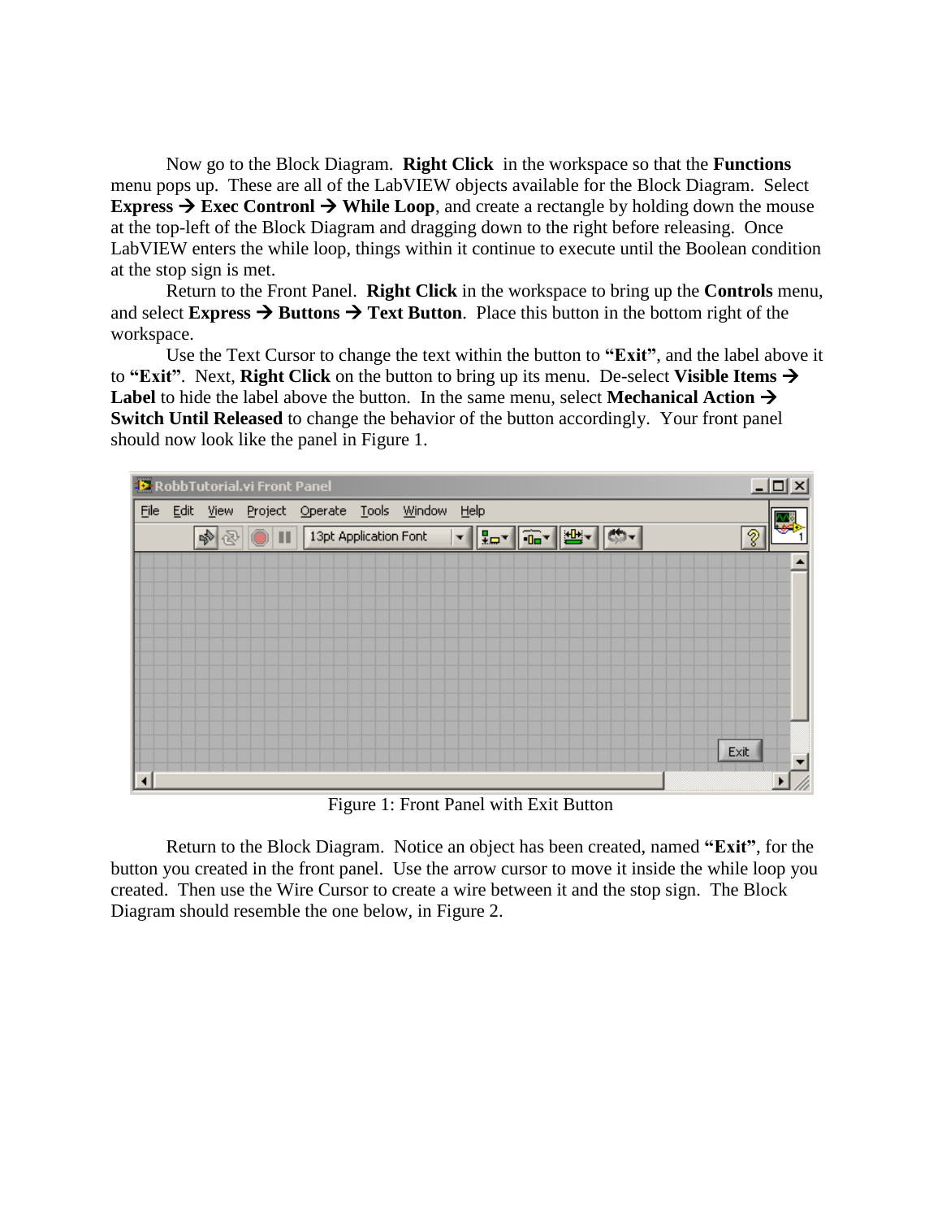Now go to the Block Diagram. **Right Click** in the workspace so that the **Functions** menu pops up. These are all of the LabVIEW objects available for the Block Diagram. Select **Express → Exec Contronl → While Loop**, and create a rectangle by holding down the mouse at the top-left of the Block Diagram and dragging down to the right before releasing. Once LabVIEW enters the while loop, things within it continue to execute until the Boolean condition at the stop sign is met.

Return to the Front Panel. **Right Click** in the workspace to bring up the **Controls** menu, and select **Express → Buttons → Text Button**. Place this button in the bottom right of the workspace.

Use the Text Cursor to change the text within the button to **"Exit"**, and the label above it to **"Exit"**. Next, **Right Click** on the button to bring up its menu. De-select **Visible Items → Label** to hide the label above the button. In the same menu, select **Mechanical Action → Switch Until Released** to change the behavior of the button accordingly. Your front panel should now look like the panel in Figure 1.

Figure 1: Front Panel with Exit Button

Return to the Block Diagram. Notice an object has been created, named **"Exit"**, for the button you created in the front panel. Use the arrow cursor to move it inside the while loop you created. Then use the Wire Cursor to create a wire between it and the stop sign. The Block Diagram should resemble the one below, in Figure 2.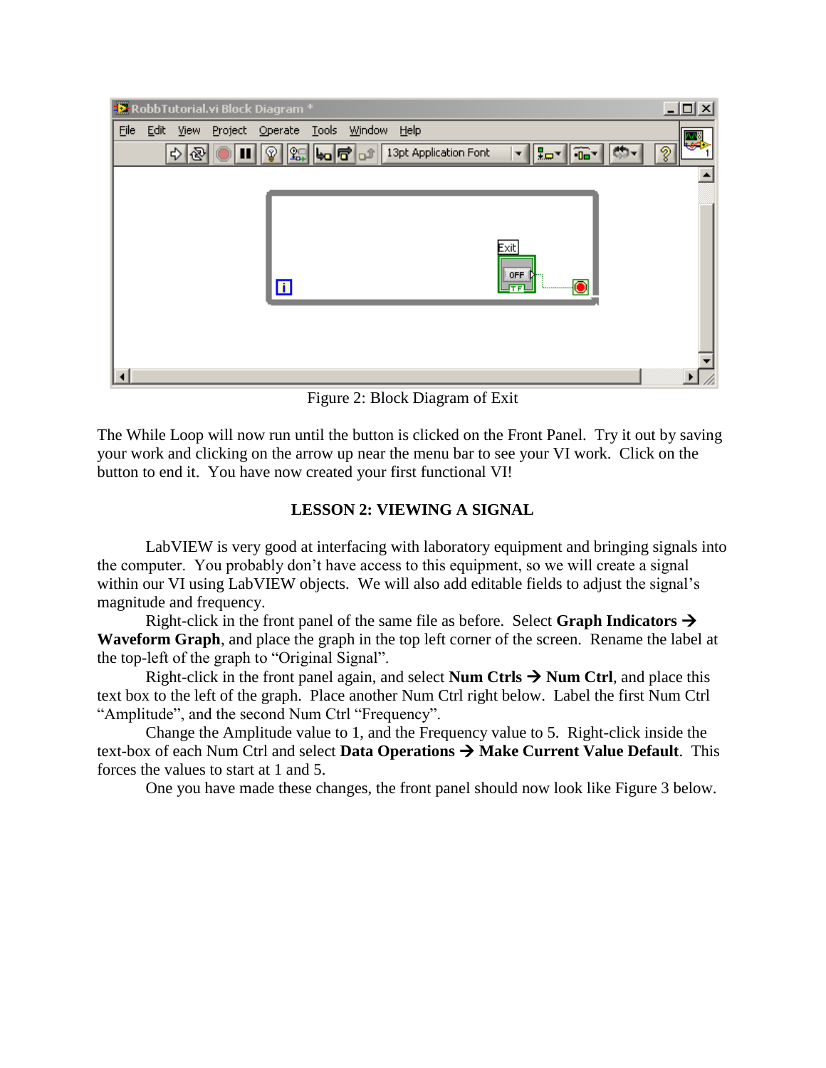Figure 2: Block Diagram of Exit

The While Loop will now run until the button is clicked on the Front Panel. Try it out by saving your work and clicking on the arrow up near the menu bar to see your VI work. Click on the button to end it. You have now created your first functional VI!

## LESSON 2: VIEWING A SIGNAL

LabVIEW is very good at interfacing with laboratory equipment and bringing signals into the computer. You probably don't have access to this equipment, so we will create a signal within our VI using LabVIEW objects. We will also add editable fields to adjust the signal's magnitude and frequency.

Right-click in the front panel of the same file as before. Select **Graph Indicators → Waveform Graph**, and place the graph in the top left corner of the screen. Rename the label at the top-left of the graph to "Original Signal".

Right-click in the front panel again, and select **Num Ctrls → Num Ctrl**, and place this text box to the left of the graph. Place another Num Ctrl right below. Label the first Num Ctrl "Amplitude", and the second Num Ctrl "Frequency".

Change the Amplitude value to 1, and the Frequency value to 5. Right-click inside the text-box of each Num Ctrl and select **Data Operations → Make Current Value Default**. This forces the values to start at 1 and 5.

One you have made these changes, the front panel should now look like Figure 3 below.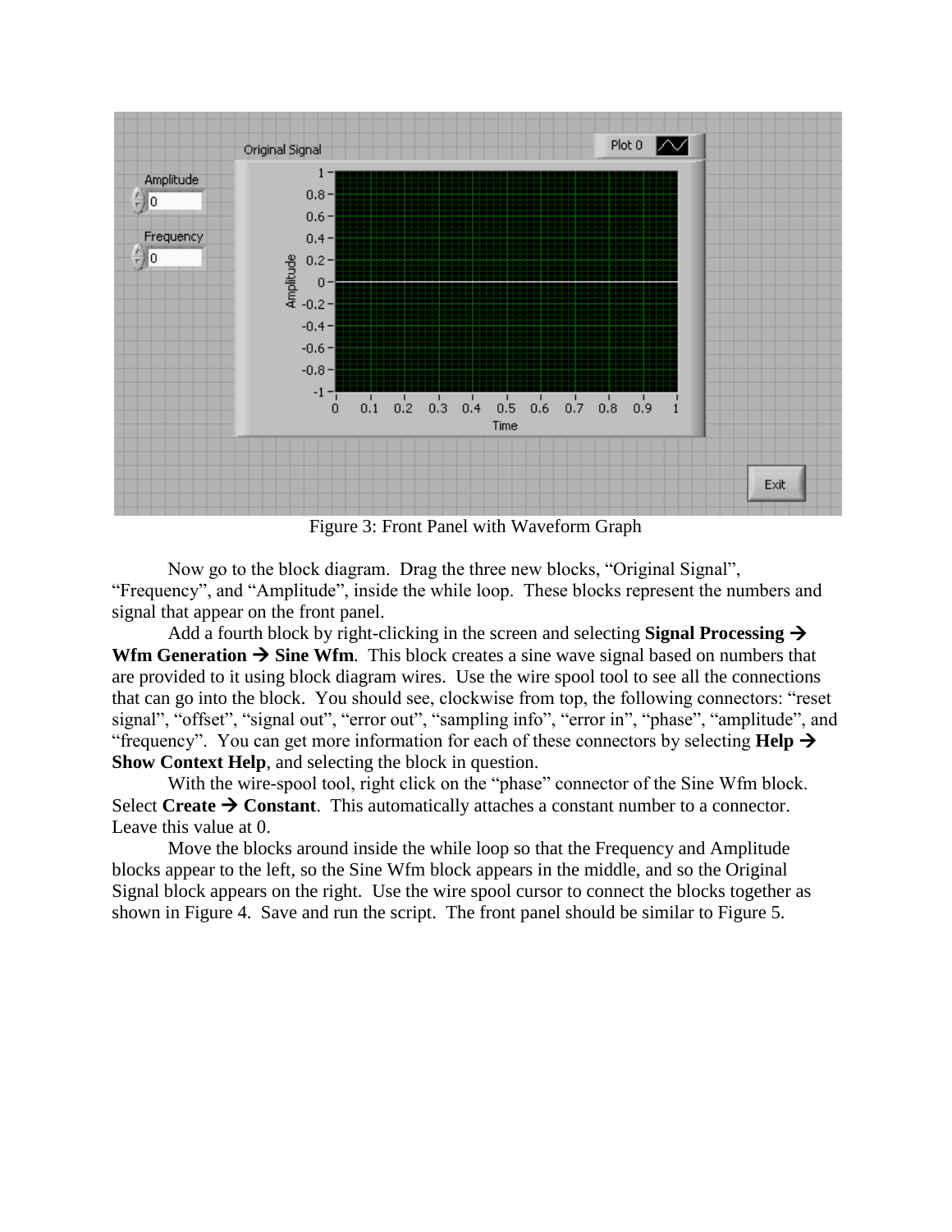Figure 3: Front Panel with Waveform Graph

Now go to the block diagram. Drag the three new blocks, “Original Signal”, “Frequency”, and “Amplitude”, inside the while loop. These blocks represent the numbers and signal that appear on the front panel.

Add a fourth block by right-clicking in the screen and selecting **Signal Processing → Wfm Generation → Sine Wfm**. This block creates a sine wave signal based on numbers that are provided to it using block diagram wires. Use the wire spool tool to see all the connections that can go into the block. You should see, clockwise from top, the following connectors: “reset signal”, “offset”, “signal out”, “error out”, “sampling info”, “error in”, “phase”, “amplitude”, and “frequency”. You can get more information for each of these connectors by selecting **Help → Show Context Help**, and selecting the block in question.

With the wire-spool tool, right click on the “phase” connector of the Sine Wfm block. Select **Create → Constant**. This automatically attaches a constant number to a connector. Leave this value at 0.

Move the blocks around inside the while loop so that the Frequency and Amplitude blocks appear to the left, so the Sine Wfm block appears in the middle, and so the Original Signal block appears on the right. Use the wire spool cursor to connect the blocks together as shown in Figure 4. Save and run the script. The front panel should be similar to Figure 5.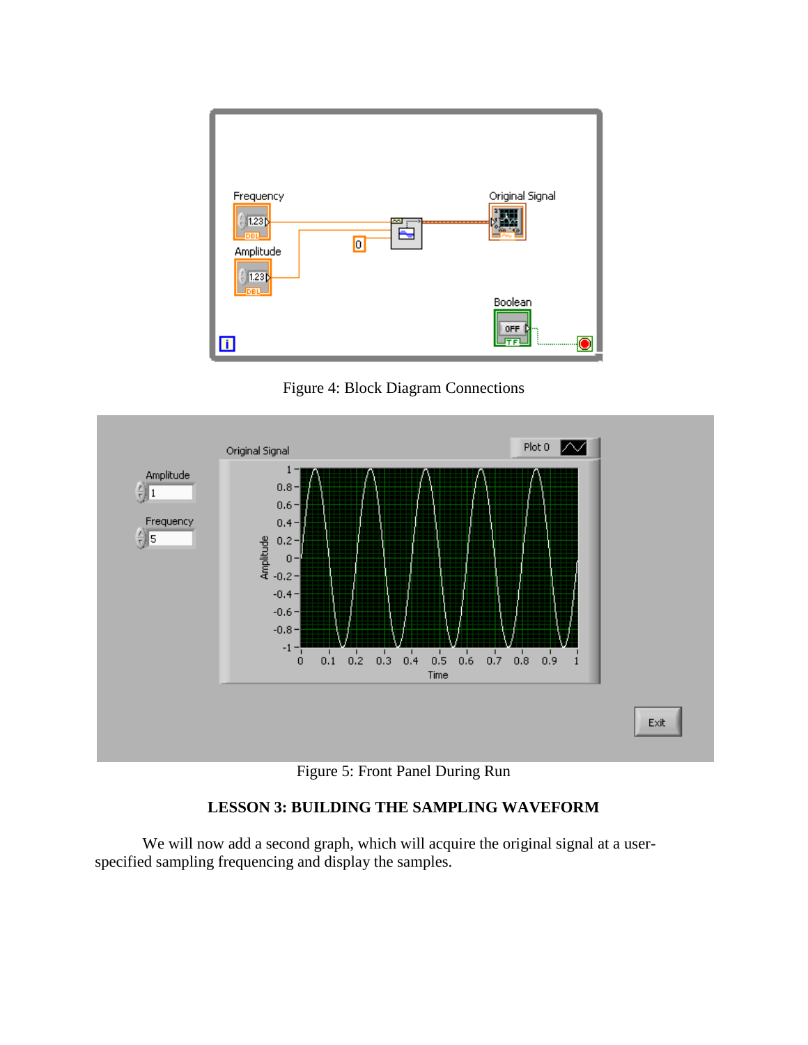Figure 4: Block Diagram Connections

Figure 5: Front Panel During Run

**LESSON 3: BUILDING THE SAMPLING WAVEFORM**

We will now add a second graph, which will acquire the original signal at a user-specified sampling frequencing and display the samples.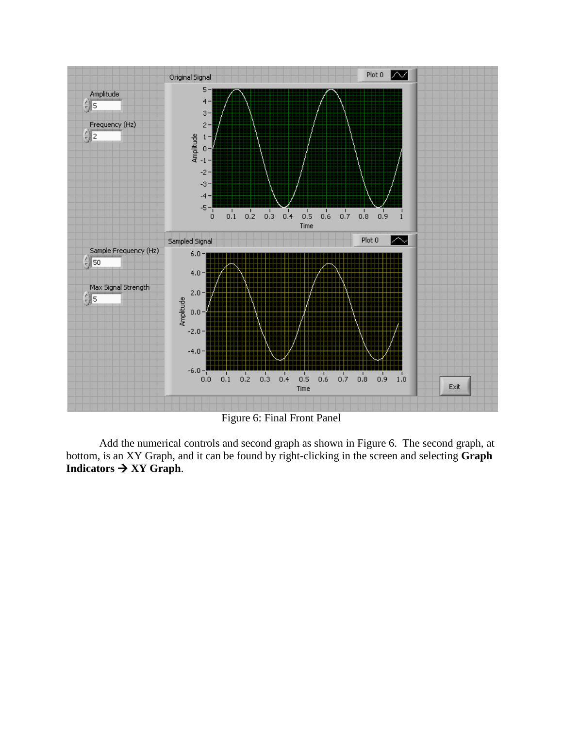Figure 6: Final Front Panel

Add the numerical controls and second graph as shown in Figure 6. The second graph, at bottom, is an XY Graph, and it can be found by right-clicking in the screen and selecting **Graph Indicators → XY Graph**.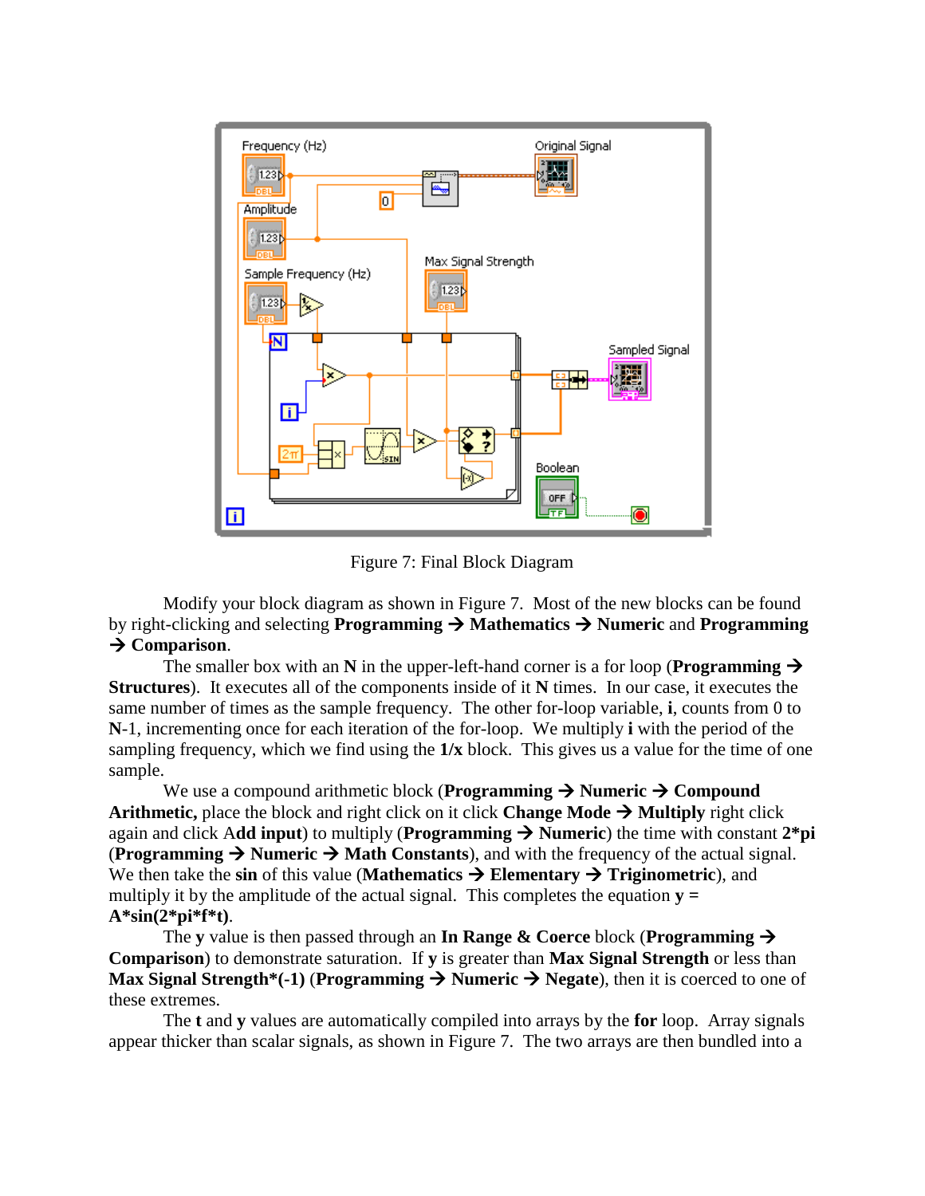Figure 7: Final Block Diagram

Modify your block diagram as shown in Figure 7. Most of the new blocks can be found by right-clicking and selecting **Programming → Mathematics → Numeric** and **Programming → Comparison**.

The smaller box with an **N** in the upper-left-hand corner is a for loop (**Programming → Structures**). It executes all of the components inside of it **N** times. In our case, it executes the same number of times as the sample frequency. The other for-loop variable, **i**, counts from 0 to **N**-1, incrementing once for each iteration of the for-loop. We multiply **i** with the period of the sampling frequency, which we find using the **1/x** block. This gives us a value for the time of one sample.

We use a compound arithmetic block (**Programming → Numeric → Compound Arithmetic,** place the block and right click on it click **Change Mode → Multiply** right click again and click A**dd input**) to multiply (**Programming → Numeric**) the time with constant **2*pi** (**Programming → Numeric → Math Constants**), and with the frequency of the actual signal. We then take the **sin** of this value (**Mathematics → Elementary → Triginometric**), and multiply it by the amplitude of the actual signal. This completes the equation **y = A*sin(2*pi*f*t)**.

The **y** value is then passed through an **In Range & Coerce** block (**Programming → Comparison**) to demonstrate saturation. If **y** is greater than **Max Signal Strength** or less than **Max Signal Strength*(-1)** (**Programming → Numeric → Negate**), then it is coerced to one of these extremes.

The **t** and **y** values are automatically compiled into arrays by the **for** loop. Array signals appear thicker than scalar signals, as shown in Figure 7. The two arrays are then bundled into a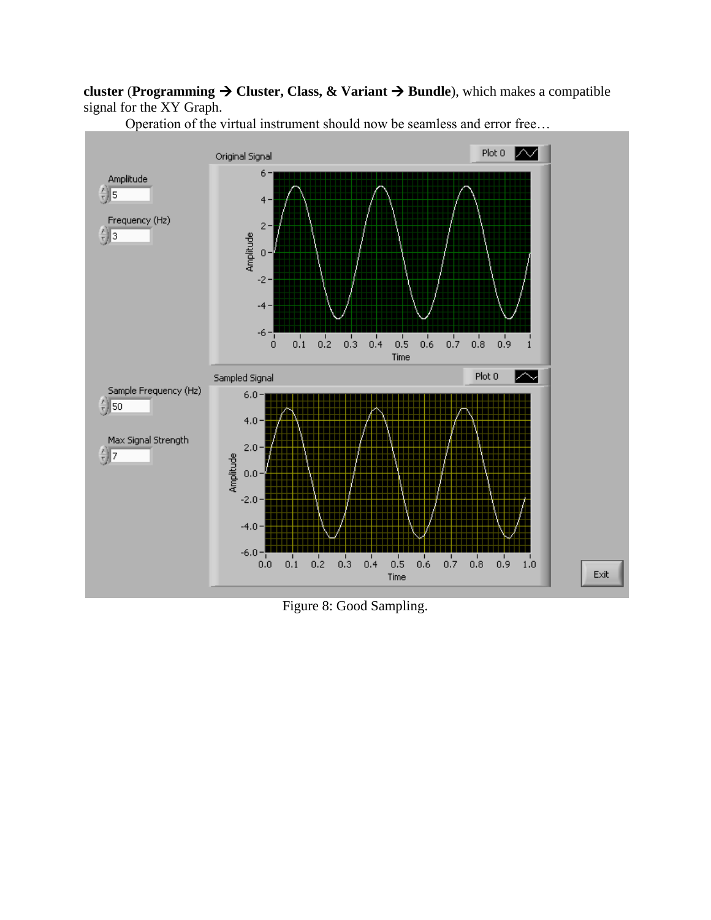**cluster** (**Programming → Cluster, Class, & Variant → Bundle**), which makes a compatible signal for the XY Graph.

Operation of the virtual instrument should now be seamless and error free…

Figure 8: Good Sampling.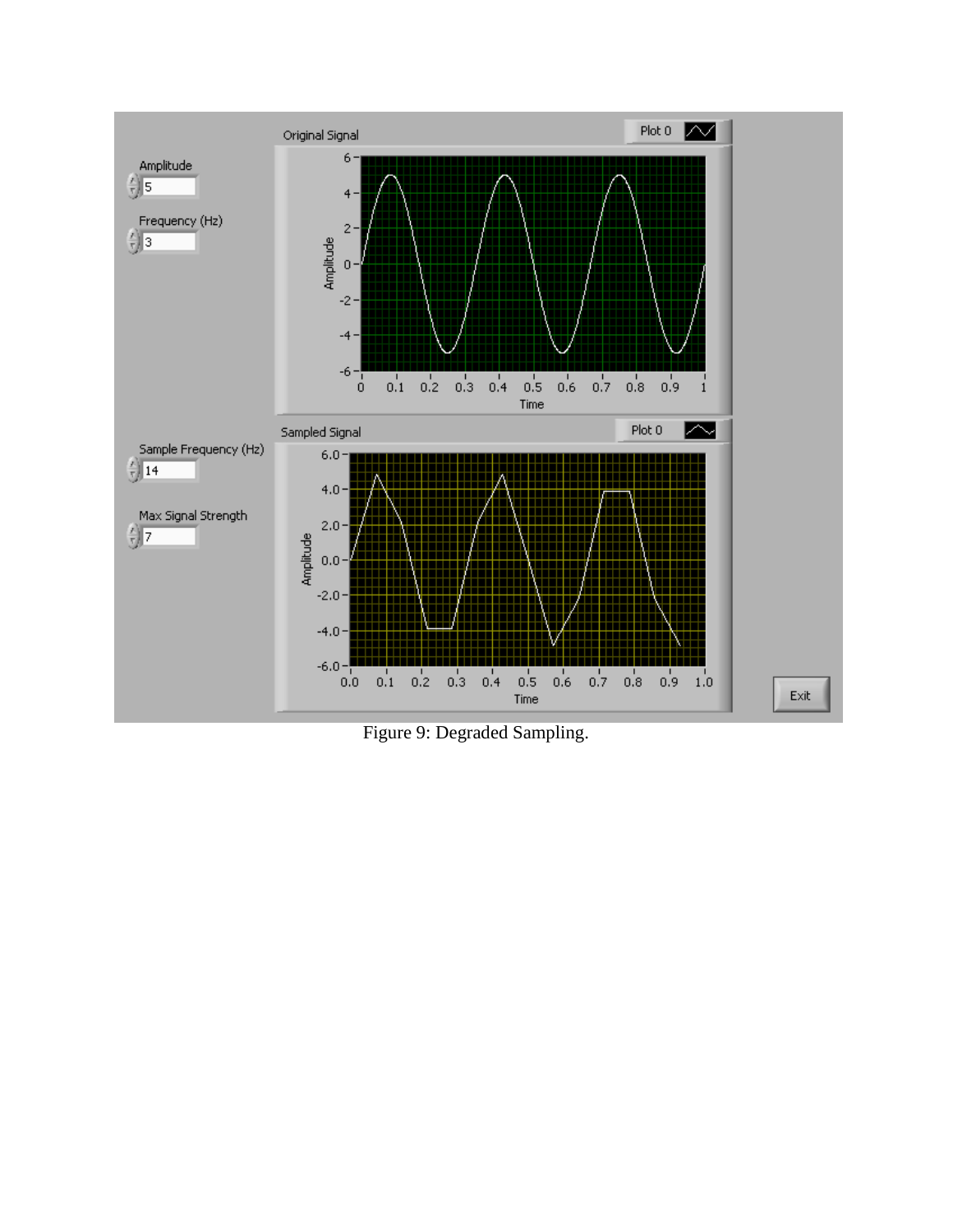Figure 9: Degraded Sampling.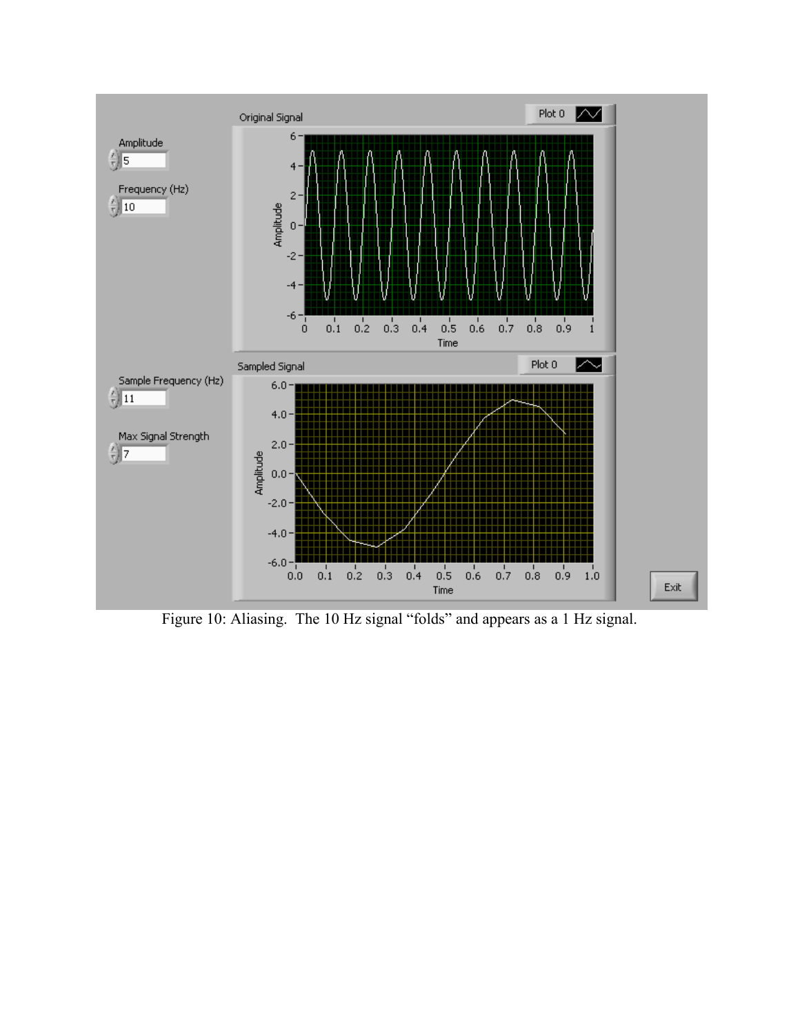Figure 10: Aliasing. The 10 Hz signal "folds" and appears as a 1 Hz signal.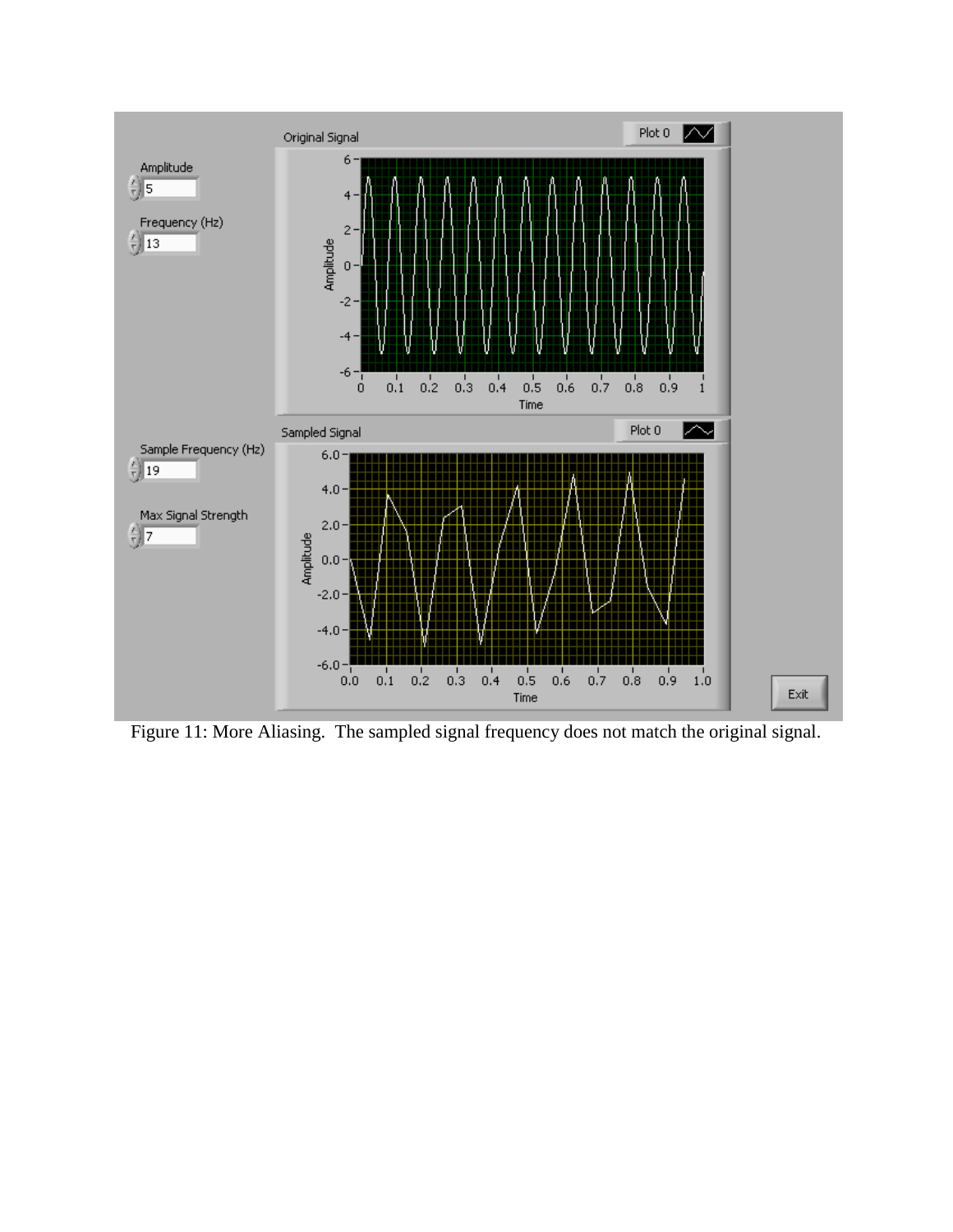Figure 11: More Aliasing. The sampled signal frequency does not match the original signal.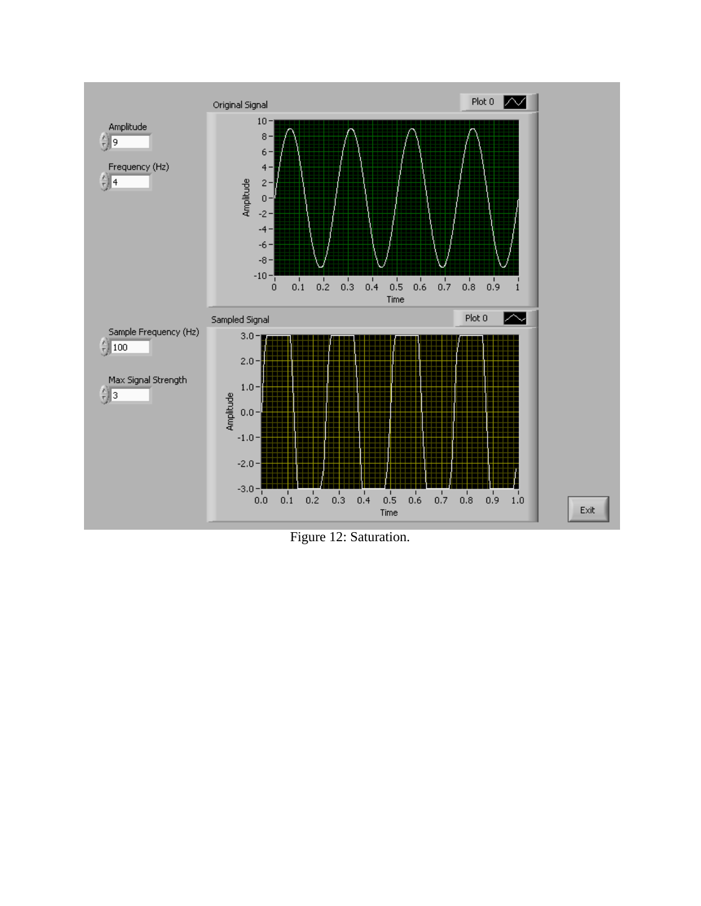Original Signal

Plot 0

Amplitude

9

Frequency (Hz)

4

10
8
6
4
2
0
-2
-4
-6
-8
-10

Amplitude

0 0.1 0.2 0.3 0.4 0.5 0.6 0.7 0.8 0.9 1

Time

Sampled Signal

Plot 0

Sample Frequency (Hz)

100

Max Signal Strength

3

3.0
2.0
1.0
0.0
-1.0
-2.0
-3.0

Amplitude

0.0 0.1 0.2 0.3 0.4 0.5 0.6 0.7 0.8 0.9 1.0

Time

Exit

Figure 12: Saturation.